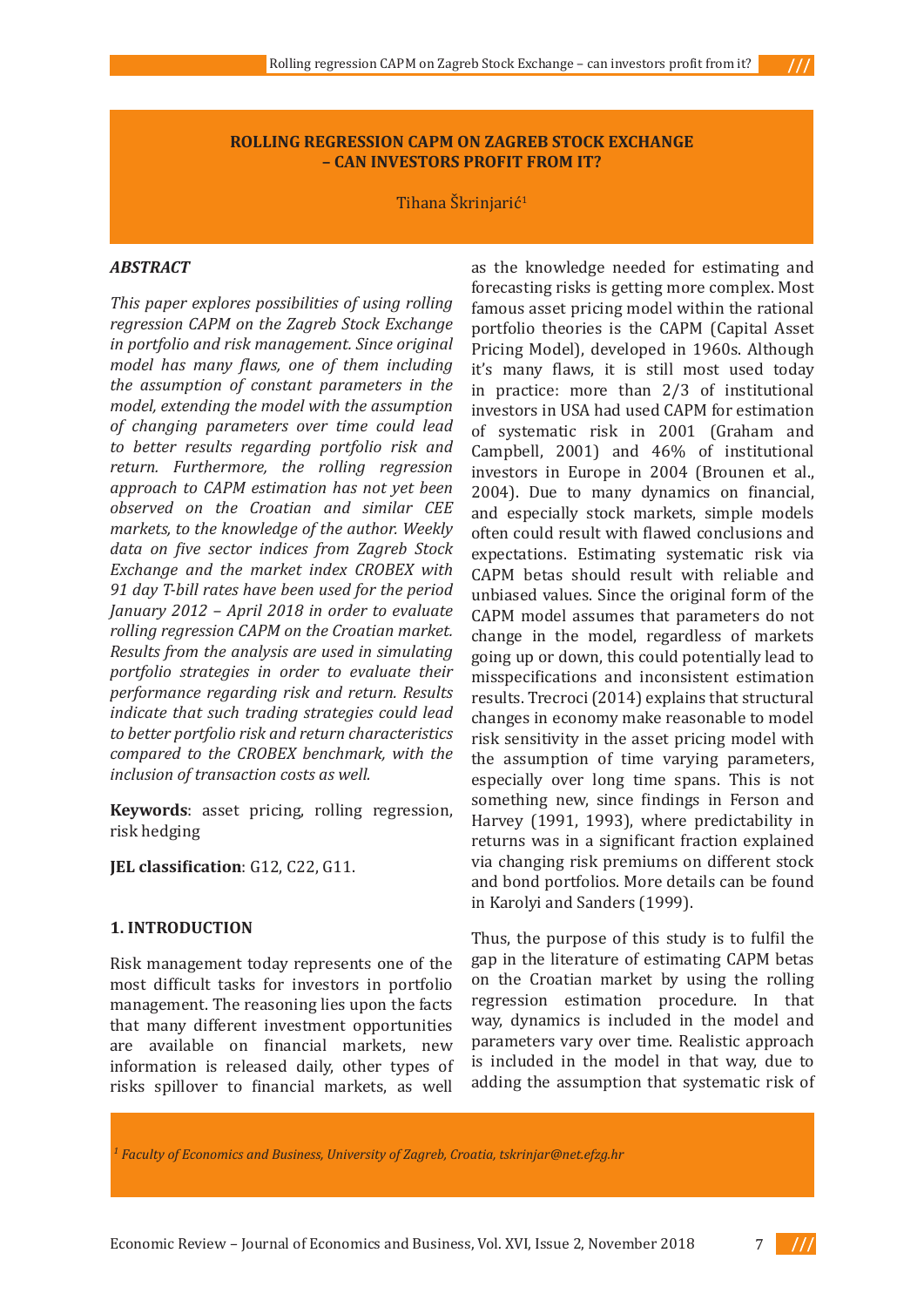# ROLLING REGRESSION CAPM ON ZAGREB STOCK EXCHANGE – CAN INVESTORS PROFIT FROM IT?

Tihana Škrinjarić[1]

### *ABSTRACT*

*This paper explores possibilities of using rolling regression CAPM on the Zagreb Stock Exchange in portfolio and risk management. Since original model has many flaws, one of them including the assumption of constant parameters in the model, extending the model with the assumption of changing parameters over time could lead to better results regarding portfolio risk and return. Furthermore, the rolling regression approach to CAPM estimation has not yet been observed on the Croatian and similar CEE markets, to the knowledge of the author. Weekly data on five sector indices from Zagreb Stock Exchange and the market index CROBEX with 91 day T-bill rates have been used for the period January 2012 – April 2018 in order to evaluate rolling regression CAPM on the Croatian market. Results from the analysis are used in simulating portfolio strategies in order to evaluate their performance regarding risk and return. Results indicate that such trading strategies could lead to better portfolio risk and return characteristics compared to the CROBEX benchmark, with the inclusion of transaction costs as well.*

**Keywords**: asset pricing, rolling regression, risk hedging

**JEL classification**: G12, C22, G11.

## 1. INTRODUCTION

Risk management today represents one of the most difficult tasks for investors in portfolio management. The reasoning lies upon the facts that many different investment opportunities are available on financial markets, new information is released daily, other types of risks spillover to financial markets, as well as the knowledge needed for estimating and forecasting risks is getting more complex. Most famous asset pricing model within the rational portfolio theories is the CAPM (Capital Asset Pricing Model), developed in 1960s. Although it's many flaws, it is still most used today in practice: more than 2/3 of institutional investors in USA had used CAPM for estimation of systematic risk in 2001 (Graham and Campbell, 2001) and 46% of institutional investors in Europe in 2004 (Brounen et al., 2004). Due to many dynamics on financial, and especially stock markets, simple models often could result with flawed conclusions and expectations. Estimating systematic risk via CAPM betas should result with reliable and unbiased values. Since the original form of the CAPM model assumes that parameters do not change in the model, regardless of markets going up or down, this could potentially lead to misspecifications and inconsistent estimation results. Trecroci (2014) explains that structural changes in economy make reasonable to model risk sensitivity in the asset pricing model with the assumption of time varying parameters, especially over long time spans. This is not something new, since findings in Ferson and Harvey (1991, 1993), where predictability in returns was in a significant fraction explained via changing risk premiums on different stock and bond portfolios. More details can be found in Karolyi and Sanders (1999).

Thus, the purpose of this study is to fulfil the gap in the literature of estimating CAPM betas on the Croatian market by using the rolling regression estimation procedure. In that way, dynamics is included in the model and parameters vary over time. Realistic approach is included in the model in that way, due to adding the assumption that systematic risk of

---

[1] *Faculty of Economics and Business, University of Zagreb, Croatia, tskrinjar@net.efzg.hr*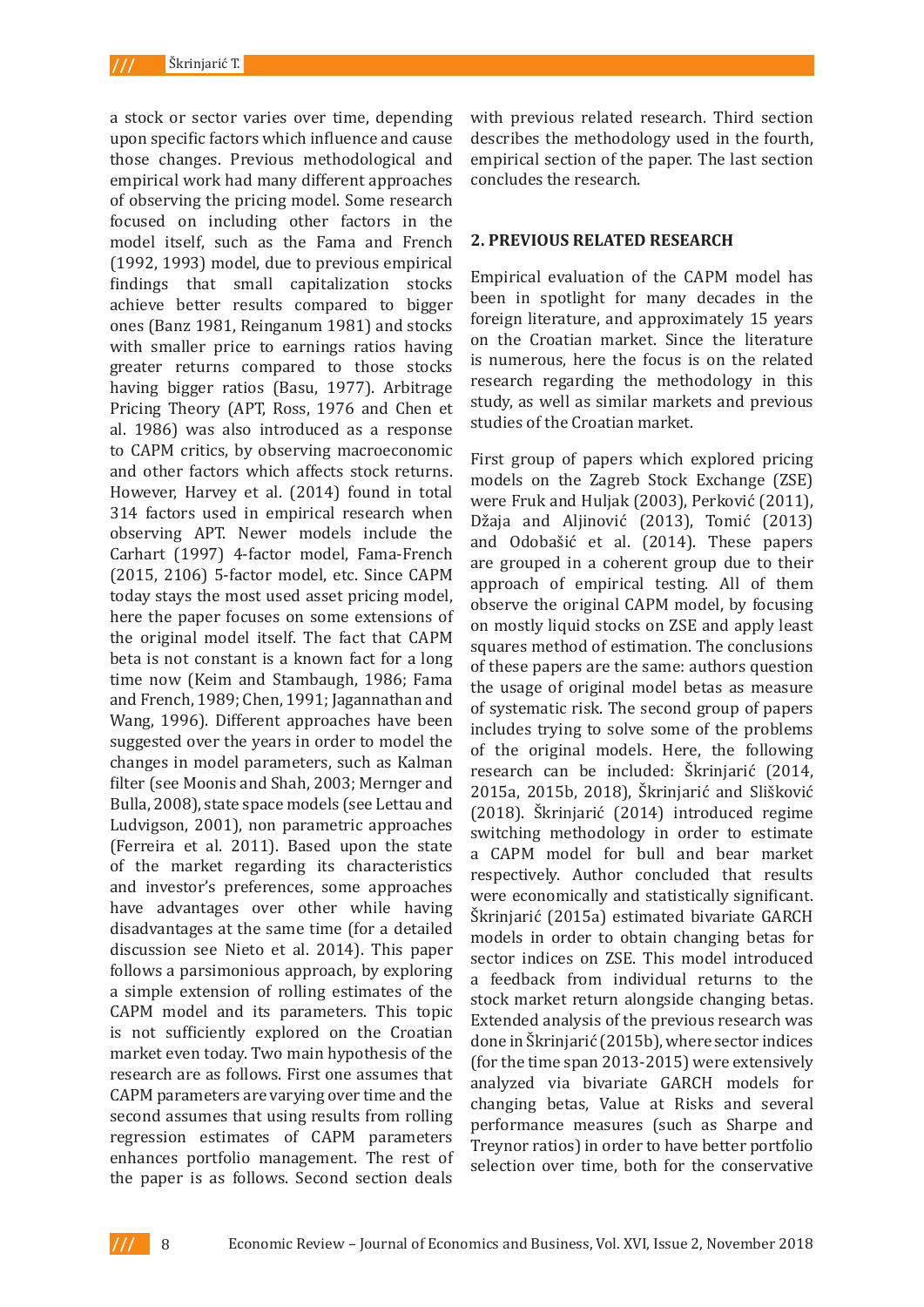a stock or sector varies over time, depending upon specific factors which influence and cause those changes. Previous methodological and empirical work had many different approaches of observing the pricing model. Some research focused on including other factors in the model itself, such as the Fama and French (1992, 1993) model, due to previous empirical findings that small capitalization stocks achieve better results compared to bigger ones (Banz 1981, Reinganum 1981) and stocks with smaller price to earnings ratios having greater returns compared to those stocks having bigger ratios (Basu, 1977). Arbitrage Pricing Theory (APT, Ross, 1976 and Chen et al. 1986) was also introduced as a response to CAPM critics, by observing macroeconomic and other factors which affects stock returns. However, Harvey et al. (2014) found in total 314 factors used in empirical research when observing APT. Newer models include the Carhart (1997) 4-factor model, Fama-French (2015, 2106) 5-factor model, etc. Since CAPM today stays the most used asset pricing model, here the paper focuses on some extensions of the original model itself. The fact that CAPM beta is not constant is a known fact for a long time now (Keim and Stambaugh, 1986; Fama and French, 1989; Chen, 1991; Jagannathan and Wang, 1996). Different approaches have been suggested over the years in order to model the changes in model parameters, such as Kalman filter (see Moonis and Shah, 2003; Mernger and Bulla, 2008), state space models (see Lettau and Ludvigson, 2001), non parametric approaches (Ferreira et al. 2011). Based upon the state of the market regarding its characteristics and investor's preferences, some approaches have advantages over other while having disadvantages at the same time (for a detailed discussion see Nieto et al. 2014). This paper follows a parsimonious approach, by exploring a simple extension of rolling estimates of the CAPM model and its parameters. This topic is not sufficiently explored on the Croatian market even today. Two main hypothesis of the research are as follows. First one assumes that CAPM parameters are varying over time and the second assumes that using results from rolling regression estimates of CAPM parameters enhances portfolio management. The rest of the paper is as follows. Second section deals with previous related research. Third section describes the methodology used in the fourth, empirical section of the paper. The last section concludes the research.

## 2. PREVIOUS RELATED RESEARCH

Empirical evaluation of the CAPM model has been in spotlight for many decades in the foreign literature, and approximately 15 years on the Croatian market. Since the literature is numerous, here the focus is on the related research regarding the methodology in this study, as well as similar markets and previous studies of the Croatian market.

First group of papers which explored pricing models on the Zagreb Stock Exchange (ZSE) were Fruk and Huljak (2003), Perković (2011), Džaja and Aljinović (2013), Tomić (2013) and Odobašić et al. (2014). These papers are grouped in a coherent group due to their approach of empirical testing. All of them observe the original CAPM model, by focusing on mostly liquid stocks on ZSE and apply least squares method of estimation. The conclusions of these papers are the same: authors question the usage of original model betas as measure of systematic risk. The second group of papers includes trying to solve some of the problems of the original models. Here, the following research can be included: Škrinjarić (2014, 2015a, 2015b, 2018), Škrinjarić and Slišković (2018). Škrinjarić (2014) introduced regime switching methodology in order to estimate a CAPM model for bull and bear market respectively. Author concluded that results were economically and statistically significant. Škrinjarić (2015a) estimated bivariate GARCH models in order to obtain changing betas for sector indices on ZSE. This model introduced a feedback from individual returns to the stock market return alongside changing betas. Extended analysis of the previous research was done in Škrinjarić (2015b), where sector indices (for the time span 2013-2015) were extensively analyzed via bivariate GARCH models for changing betas, Value at Risks and several performance measures (such as Sharpe and Treynor ratios) in order to have better portfolio selection over time, both for the conservative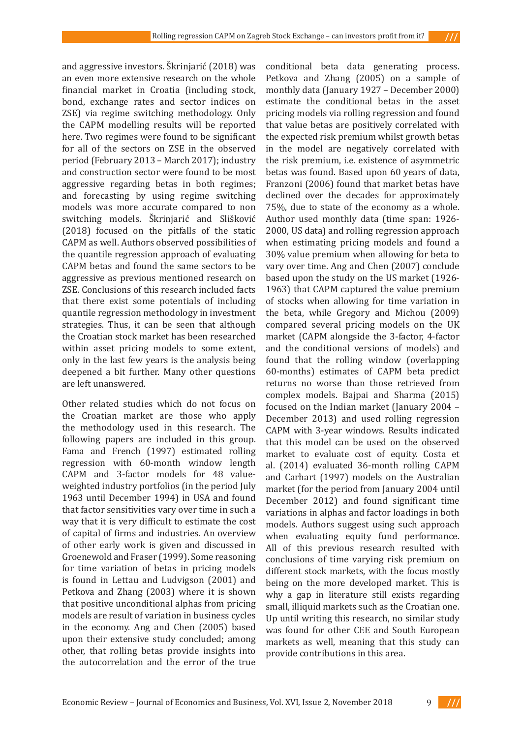and aggressive investors. Škrinjarić (2018) was an even more extensive research on the whole financial market in Croatia (including stock, bond, exchange rates and sector indices on ZSE) via regime switching methodology. Only the CAPM modelling results will be reported here. Two regimes were found to be significant for all of the sectors on ZSE in the observed period (February 2013 – March 2017); industry and construction sector were found to be most aggressive regarding betas in both regimes; and forecasting by using regime switching models was more accurate compared to non switching models. Škrinjarić and Slišković (2018) focused on the pitfalls of the static CAPM as well. Authors observed possibilities of the quantile regression approach of evaluating CAPM betas and found the same sectors to be aggressive as previous mentioned research on ZSE. Conclusions of this research included facts that there exist some potentials of including quantile regression methodology in investment strategies. Thus, it can be seen that although the Croatian stock market has been researched within asset pricing models to some extent, only in the last few years is the analysis being deepened a bit further. Many other questions are left unanswered.

Other related studies which do not focus on the Croatian market are those who apply the methodology used in this research. The following papers are included in this group. Fama and French (1997) estimated rolling regression with 60-month window length CAPM and 3-factor models for 48 value-weighted industry portfolios (in the period July 1963 until December 1994) in USA and found that factor sensitivities vary over time in such a way that it is very difficult to estimate the cost of capital of firms and industries. An overview of other early work is given and discussed in Groenewold and Fraser (1999). Some reasoning for time variation of betas in pricing models is found in Lettau and Ludvigson (2001) and Petkova and Zhang (2003) where it is shown that positive unconditional alphas from pricing models are result of variation in business cycles in the economy. Ang and Chen (2005) based upon their extensive study concluded; among other, that rolling betas provide insights into the autocorrelation and the error of the true conditional beta data generating process. Petkova and Zhang (2005) on a sample of monthly data (January 1927 – December 2000) estimate the conditional betas in the asset pricing models via rolling regression and found that value betas are positively correlated with the expected risk premium whilst growth betas in the model are negatively correlated with the risk premium, i.e. existence of asymmetric betas was found. Based upon 60 years of data, Franzoni (2006) found that market betas have declined over the decades for approximately 75%, due to state of the economy as a whole. Author used monthly data (time span: 1926-2000, US data) and rolling regression approach when estimating pricing models and found a 30% value premium when allowing for beta to vary over time. Ang and Chen (2007) conclude based upon the study on the US market (1926-1963) that CAPM captured the value premium of stocks when allowing for time variation in the beta, while Gregory and Michou (2009) compared several pricing models on the UK market (CAPM alongside the 3-factor, 4-factor and the conditional versions of models) and found that the rolling window (overlapping 60-months) estimates of CAPM beta predict returns no worse than those retrieved from complex models. Bajpai and Sharma (2015) focused on the Indian market (January 2004 – December 2013) and used rolling regression CAPM with 3-year windows. Results indicated that this model can be used on the observed market to evaluate cost of equity. Costa et al. (2014) evaluated 36-month rolling CAPM and Carhart (1997) models on the Australian market (for the period from January 2004 until December 2012) and found significant time variations in alphas and factor loadings in both models. Authors suggest using such approach when evaluating equity fund performance. All of this previous research resulted with conclusions of time varying risk premium on different stock markets, with the focus mostly being on the more developed market. This is why a gap in literature still exists regarding small, illiquid markets such as the Croatian one. Up until writing this research, no similar study was found for other CEE and South European markets as well, meaning that this study can provide contributions in this area.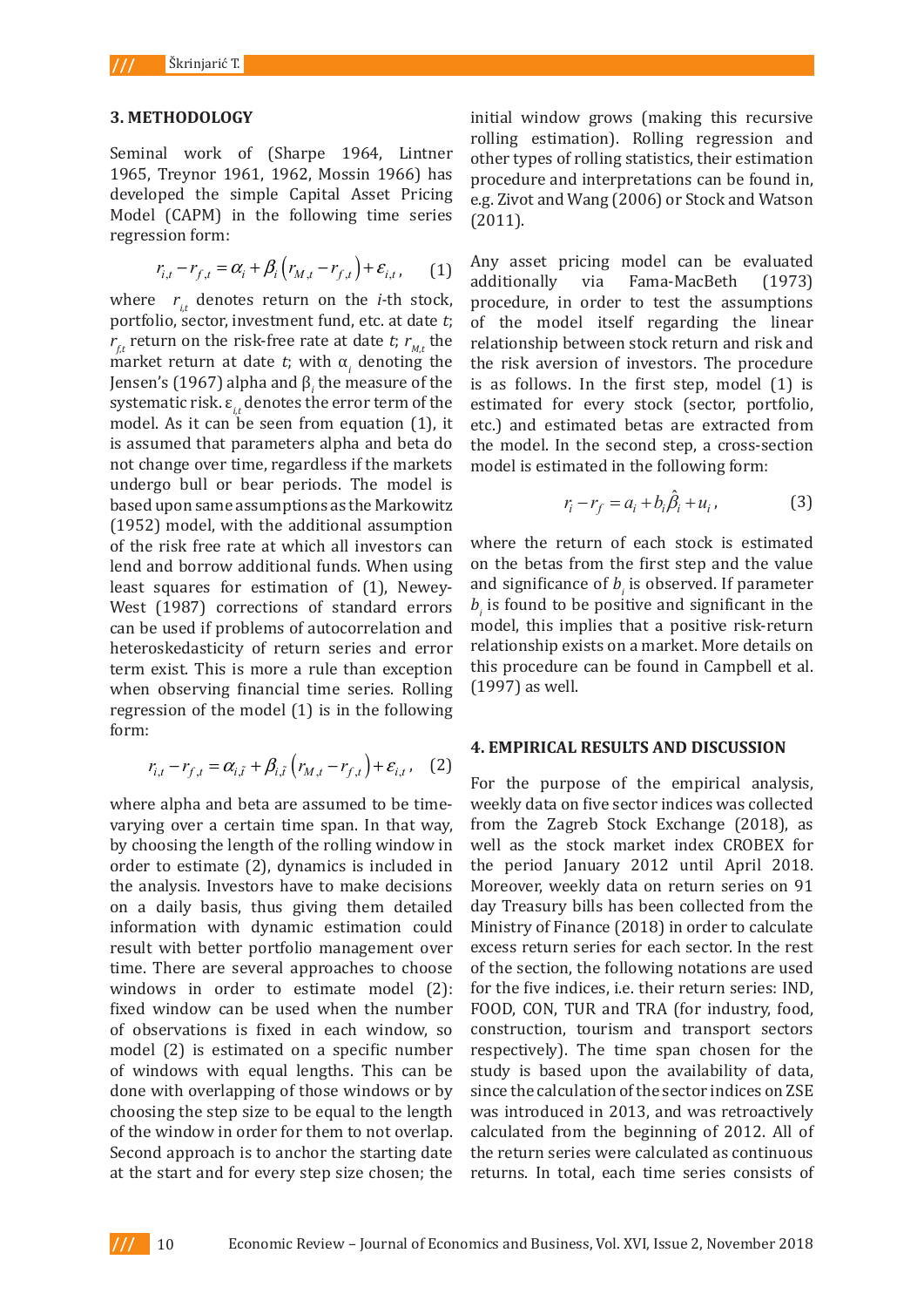## 3. METHODOLOGY

Seminal work of (Sharpe 1964, Lintner 1965, Treynor 1961, 1962, Mossin 1966) has developed the simple Capital Asset Pricing Model (CAPM) in the following time series regression form:

$$r_{i,t} - r_{f,t} = \alpha_i + \beta_i \left( r_{M,t} - r_{f,t} \right) + \varepsilon_{i,t}, \qquad (1)$$

where $r_{i,t}$ denotes return on the $i$-th stock, portfolio, sector, investment fund, etc. at date $t$; $r_{f,t}$ return on the risk-free rate at date $t$; $r_{M,t}$ the market return at date $t$; with $\alpha_i$ denoting the Jensen's (1967) alpha and $\beta_i$ the measure of the systematic risk. $\varepsilon_{i,t}$ denotes the error term of the model. As it can be seen from equation (1), it is assumed that parameters alpha and beta do not change over time, regardless if the markets undergo bull or bear periods. The model is based upon same assumptions as the Markowitz (1952) model, with the additional assumption of the risk free rate at which all investors can lend and borrow additional funds. When using least squares for estimation of (1), Newey-West (1987) corrections of standard errors can be used if problems of autocorrelation and heteroskedasticity of return series and error term exist. This is more a rule than exception when observing financial time series. Rolling regression of the model (1) is in the following form:

$$r_{i,t} - r_{f,t} = \alpha_{i,\tilde{t}} + \beta_{i,\tilde{t}} \left( r_{M,t} - r_{f,t} \right) + \varepsilon_{i,t}, \qquad (2)$$

where alpha and beta are assumed to be time-varying over a certain time span. In that way, by choosing the length of the rolling window in order to estimate (2), dynamics is included in the analysis. Investors have to make decisions on a daily basis, thus giving them detailed information with dynamic estimation could result with better portfolio management over time. There are several approaches to choose windows in order to estimate model (2): fixed window can be used when the number of observations is fixed in each window, so model (2) is estimated on a specific number of windows with equal lengths. This can be done with overlapping of those windows or by choosing the step size to be equal to the length of the window in order for them to not overlap. Second approach is to anchor the starting date at the start and for every step size chosen; the initial window grows (making this recursive rolling estimation). Rolling regression and other types of rolling statistics, their estimation procedure and interpretations can be found in, e.g. Zivot and Wang (2006) or Stock and Watson (2011).

Any asset pricing model can be evaluated additionally via Fama-MacBeth (1973) procedure, in order to test the assumptions of the model itself regarding the linear relationship between stock return and risk and the risk aversion of investors. The procedure is as follows. In the first step, model (1) is estimated for every stock (sector, portfolio, etc.) and estimated betas are extracted from the model. In the second step, a cross-section model is estimated in the following form:

$$r_i - r_f = a_i + b_i \hat{\beta}_i + u_i, \qquad (3)$$

where the return of each stock is estimated on the betas from the first step and the value and significance of $b_i$ is observed. If parameter $b_i$ is found to be positive and significant in the model, this implies that a positive risk-return relationship exists on a market. More details on this procedure can be found in Campbell et al. (1997) as well.

## 4. EMPIRICAL RESULTS AND DISCUSSION

For the purpose of the empirical analysis, weekly data on five sector indices was collected from the Zagreb Stock Exchange (2018), as well as the stock market index CROBEX for the period January 2012 until April 2018. Moreover, weekly data on return series on 91 day Treasury bills has been collected from the Ministry of Finance (2018) in order to calculate excess return series for each sector. In the rest of the section, the following notations are used for the five indices, i.e. their return series: IND, FOOD, CON, TUR and TRA (for industry, food, construction, tourism and transport sectors respectively). The time span chosen for the study is based upon the availability of data, since the calculation of the sector indices on ZSE was introduced in 2013, and was retroactively calculated from the beginning of 2012. All of the return series were calculated as continuous returns. In total, each time series consists of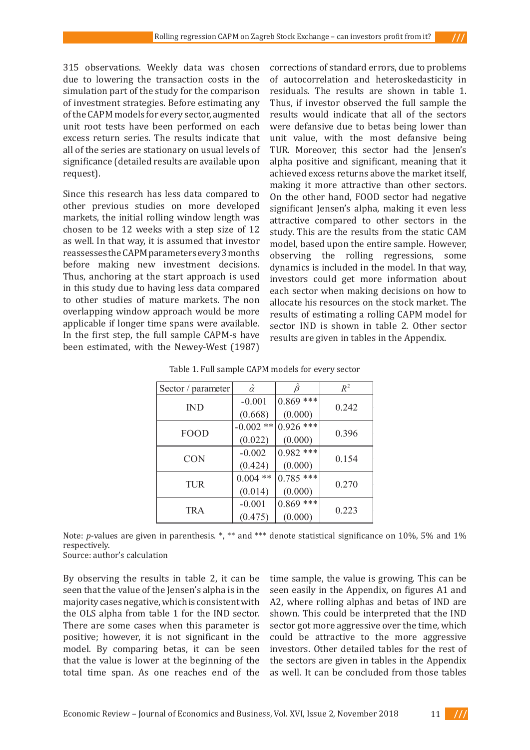315 observations. Weekly data was chosen due to lowering the transaction costs in the simulation part of the study for the comparison of investment strategies. Before estimating any of the CAPM models for every sector, augmented unit root tests have been performed on each excess return series. The results indicate that all of the series are stationary on usual levels of significance (detailed results are available upon request).

Since this research has less data compared to other previous studies on more developed markets, the initial rolling window length was chosen to be 12 weeks with a step size of 12 as well. In that way, it is assumed that investor reassesses the CAPM parameters every 3 months before making new investment decisions. Thus, anchoring at the start approach is used in this study due to having less data compared to other studies of mature markets. The non overlapping window approach would be more applicable if longer time spans were available. In the first step, the full sample CAPM-s have been estimated, with the Newey-West (1987) corrections of standard errors, due to problems of autocorrelation and heteroskedasticity in residuals. The results are shown in table 1. Thus, if investor observed the full sample the results would indicate that all of the sectors were defansive due to betas being lower than unit value, with the most defansive being TUR. Moreover, this sector had the Jensen's alpha positive and significant, meaning that it achieved excess returns above the market itself, making it more attractive than other sectors. On the other hand, FOOD sector had negative significant Jensen's alpha, making it even less attractive compared to other sectors in the study. This are the results from the static CAM model, based upon the entire sample. However, observing the rolling regressions, some dynamics is included in the model. In that way, investors could get more information about each sector when making decisions on how to allocate his resources on the stock market. The results of estimating a rolling CAPM model for sector IND is shown in table 2. Other sector results are given in tables in the Appendix.

Table 1. Full sample CAPM models for every sector

| Sector / parameter | $\hat{\alpha}$ | $\hat{\beta}$ | $R^2$ |
|---|---|---|---|
| IND | -0.001 (0.668) | 0.869 *** (0.000) | 0.242 |
| FOOD | -0.002 ** (0.022) | 0.926 *** (0.000) | 0.396 |
| CON | -0.002 (0.424) | 0.982 *** (0.000) | 0.154 |
| TUR | 0.004 ** (0.014) | 0.785 *** (0.000) | 0.270 |
| TRA | -0.001 (0.475) | 0.869 *** (0.000) | 0.223 |

Note: *p*-values are given in parenthesis. *, ** and *** denote statistical significance on 10%, 5% and 1% respectively.
Source: author's calculation

By observing the results in table 2, it can be seen that the value of the Jensen's alpha is in the majority cases negative, which is consistent with the OLS alpha from table 1 for the IND sector. There are some cases when this parameter is positive; however, it is not significant in the model. By comparing betas, it can be seen that the value is lower at the beginning of the total time span. As one reaches end of the time sample, the value is growing. This can be seen easily in the Appendix, on figures A1 and A2, where rolling alphas and betas of IND are shown. This could be interpreted that the IND sector got more aggressive over the time, which could be attractive to the more aggressive investors. Other detailed tables for the rest of the sectors are given in tables in the Appendix as well. It can be concluded from those tables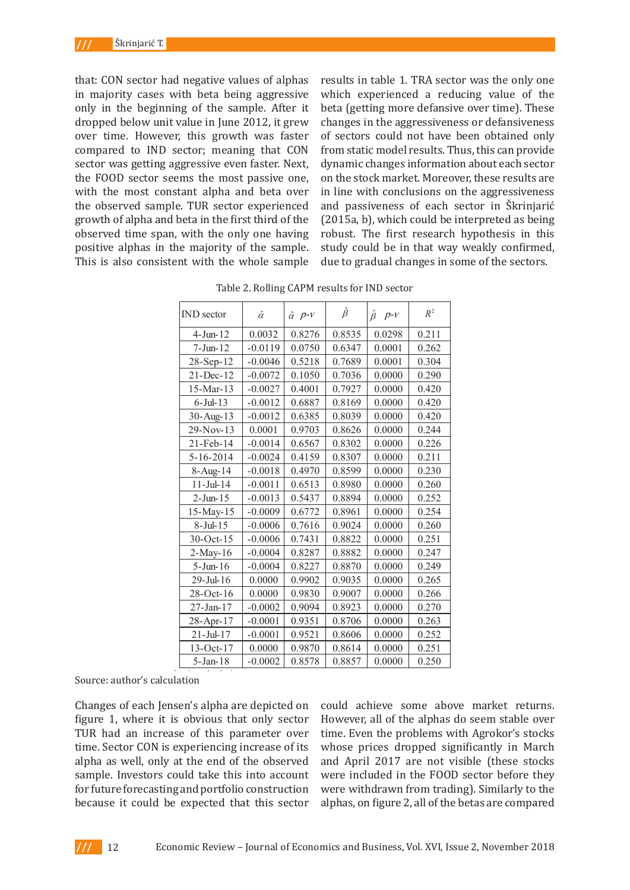that: CON sector had negative values of alphas in majority cases with beta being aggressive only in the beginning of the sample. After it dropped below unit value in June 2012, it grew over time. However, this growth was faster compared to IND sector; meaning that CON sector was getting aggressive even faster. Next, the FOOD sector seems the most passive one, with the most constant alpha and beta over the observed sample. TUR sector experienced growth of alpha and beta in the first third of the observed time span, with the only one having positive alphas in the majority of the sample. This is also consistent with the whole sample results in table 1. TRA sector was the only one which experienced a reducing value of the beta (getting more defansive over time). These changes in the aggressiveness or defansiveness of sectors could not have been obtained only from static model results. Thus, this can provide dynamic changes information about each sector on the stock market. Moreover, these results are in line with conclusions on the aggressiveness and passiveness of each sector in Škrinjarić (2015a, b), which could be interpreted as being robust. The first research hypothesis in this study could be in that way weakly confirmed, due to gradual changes in some of the sectors.

Table 2. Rolling CAPM results for IND sector

| IND sector | $\hat{\alpha}$ | $\hat{\alpha}$ p-v | $\hat{\beta}$ | $\hat{\beta}$ p-v | $R^2$ |
|---|---|---|---|---|---|
| 4-Jun-12 | 0.0032 | 0.8276 | 0.8535 | 0.0298 | 0.211 |
| 7-Jun-12 | -0.0119 | 0.0750 | 0.6347 | 0.0001 | 0.262 |
| 28-Sep-12 | -0.0046 | 0.5218 | 0.7689 | 0.0001 | 0.304 |
| 21-Dec-12 | -0.0072 | 0.1050 | 0.7036 | 0.0000 | 0.290 |
| 15-Mar-13 | -0.0027 | 0.4001 | 0.7927 | 0.0000 | 0.420 |
| 6-Jul-13 | -0.0012 | 0.6887 | 0.8169 | 0.0000 | 0.420 |
| 30-Aug-13 | -0.0012 | 0.6385 | 0.8039 | 0.0000 | 0.420 |
| 29-Nov-13 | 0.0001 | 0.9703 | 0.8626 | 0.0000 | 0.244 |
| 21-Feb-14 | -0.0014 | 0.6567 | 0.8302 | 0.0000 | 0.226 |
| 5-16-2014 | -0.0024 | 0.4159 | 0.8307 | 0.0000 | 0.211 |
| 8-Aug-14 | -0.0018 | 0.4970 | 0.8599 | 0.0000 | 0.230 |
| 11-Jul-14 | -0.0011 | 0.6513 | 0.8980 | 0.0000 | 0.260 |
| 2-Jun-15 | -0.0013 | 0.5437 | 0.8894 | 0.0000 | 0.252 |
| 15-May-15 | -0.0009 | 0.6772 | 0.8961 | 0.0000 | 0.254 |
| 8-Jul-15 | -0.0006 | 0.7616 | 0.9024 | 0.0000 | 0.260 |
| 30-Oct-15 | -0.0006 | 0.7431 | 0.8822 | 0.0000 | 0.251 |
| 2-May-16 | -0.0004 | 0.8287 | 0.8882 | 0.0000 | 0.247 |
| 5-Jun-16 | -0.0004 | 0.8227 | 0.8870 | 0.0000 | 0.249 |
| 29-Jul-16 | 0.0000 | 0.9902 | 0.9035 | 0.0000 | 0.265 |
| 28-Oct-16 | 0.0000 | 0.9830 | 0.9007 | 0.0000 | 0.266 |
| 27-Jan-17 | -0.0002 | 0.9094 | 0.8923 | 0.0000 | 0.270 |
| 28-Apr-17 | -0.0001 | 0.9351 | 0.8706 | 0.0000 | 0.263 |
| 21-Jul-17 | -0.0001 | 0.9521 | 0.8606 | 0.0000 | 0.252 |
| 13-Oct-17 | 0.0000 | 0.9870 | 0.8614 | 0.0000 | 0.251 |
| 5-Jan-18 | -0.0002 | 0.8578 | 0.8857 | 0.0000 | 0.250 |

Source: author's calculation

Changes of each Jensen's alpha are depicted on figure 1, where it is obvious that only sector TUR had an increase of this parameter over time. Sector CON is experiencing increase of its alpha as well, only at the end of the observed sample. Investors could take this into account for future forecasting and portfolio construction because it could be expected that this sector could achieve some above market returns. However, all of the alphas do seem stable over time. Even the problems with Agrokor's stocks whose prices dropped significantly in March and April 2017 are not visible (these stocks were included in the FOOD sector before they were withdrawn from trading). Similarly to the alphas, on figure 2, all of the betas are compared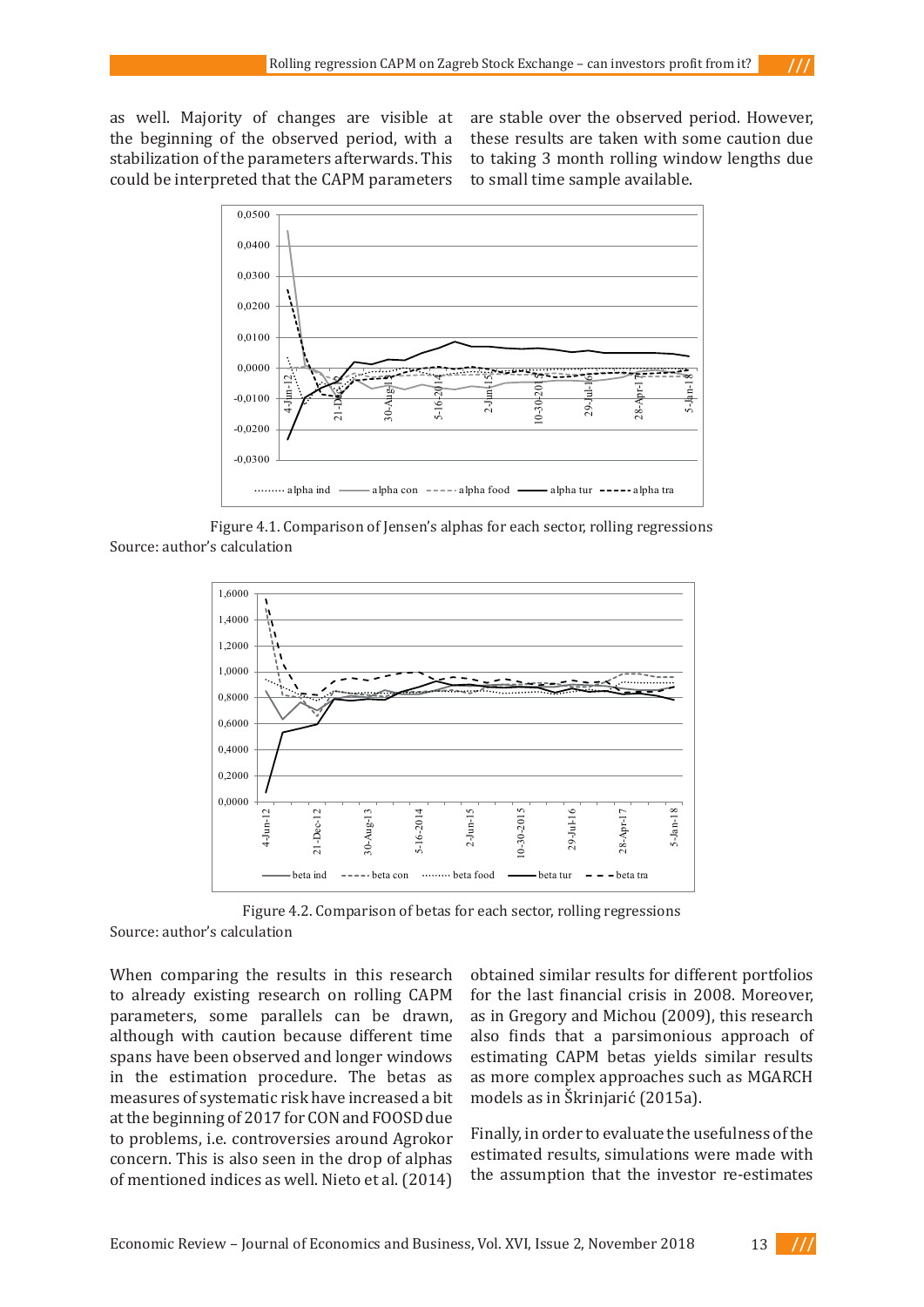as well. Majority of changes are visible at the beginning of the observed period, with a stabilization of the parameters afterwards. This could be interpreted that the CAPM parameters are stable over the observed period. However, these results are taken with some caution due to taking 3 month rolling window lengths due to small time sample available.

Figure 4.1. Comparison of Jensen's alphas for each sector, rolling regressions

Source: author's calculation

Figure 4.2. Comparison of betas for each sector, rolling regressions

Source: author's calculation

When comparing the results in this research to already existing research on rolling CAPM parameters, some parallels can be drawn, although with caution because different time spans have been observed and longer windows in the estimation procedure. The betas as measures of systematic risk have increased a bit at the beginning of 2017 for CON and FOOSD due to problems, i.e. controversies around Agrokor concern. This is also seen in the drop of alphas of mentioned indices as well. Nieto et al. (2014) obtained similar results for different portfolios for the last financial crisis in 2008. Moreover, as in Gregory and Michou (2009), this research also finds that a parsimonious approach of estimating CAPM betas yields similar results as more complex approaches such as MGARCH models as in Škrinjarić (2015a).

Finally, in order to evaluate the usefulness of the estimated results, simulations were made with the assumption that the investor re-estimates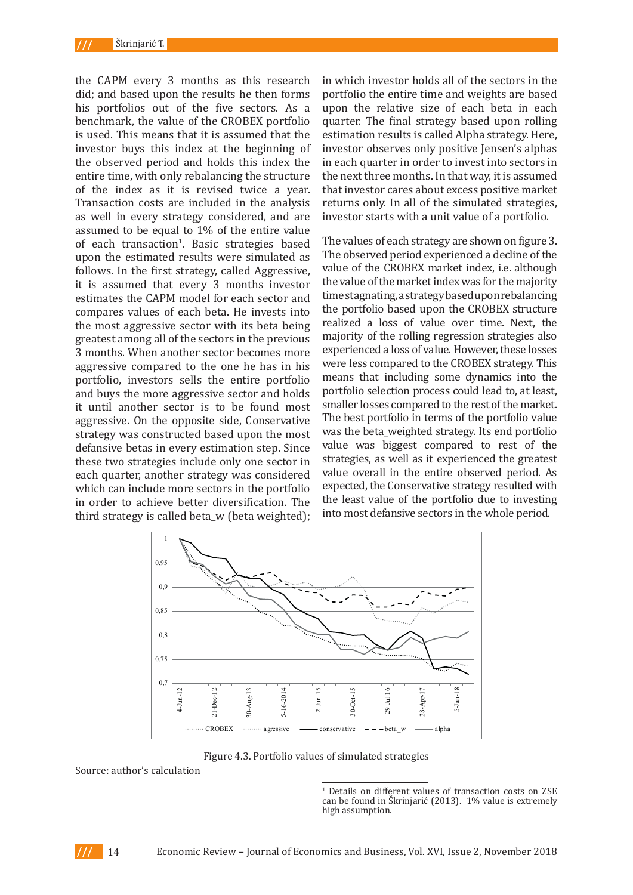the CAPM every 3 months as this research did; and based upon the results he then forms his portfolios out of the five sectors. As a benchmark, the value of the CROBEX portfolio is used. This means that it is assumed that the investor buys this index at the beginning of the observed period and holds this index the entire time, with only rebalancing the structure of the index as it is revised twice a year. Transaction costs are included in the analysis as well in every strategy considered, and are assumed to be equal to 1% of the entire value of each transaction[1]. Basic strategies based upon the estimated results were simulated as follows. In the first strategy, called Aggressive, it is assumed that every 3 months investor estimates the CAPM model for each sector and compares values of each beta. He invests into the most aggressive sector with its beta being greatest among all of the sectors in the previous 3 months. When another sector becomes more aggressive compared to the one he has in his portfolio, investors sells the entire portfolio and buys the more aggressive sector and holds it until another sector is to be found most aggressive. On the opposite side, Conservative strategy was constructed based upon the most defansive betas in every estimation step. Since these two strategies include only one sector in each quarter, another strategy was considered which can include more sectors in the portfolio in order to achieve better diversification. The third strategy is called beta_w (beta weighted); in which investor holds all of the sectors in the portfolio the entire time and weights are based upon the relative size of each beta in each quarter. The final strategy based upon rolling estimation results is called Alpha strategy. Here, investor observes only positive Jensen's alphas in each quarter in order to invest into sectors in the next three months. In that way, it is assumed that investor cares about excess positive market returns only. In all of the simulated strategies, investor starts with a unit value of a portfolio.

The values of each strategy are shown on figure 3. The observed period experienced a decline of the value of the CROBEX market index, i.e. although the value of the market index was for the majority time stagnating, a strategy based upon rebalancing the portfolio based upon the CROBEX structure realized a loss of value over time. Next, the majority of the rolling regression strategies also experienced a loss of value. However, these losses were less compared to the CROBEX strategy. This means that including some dynamics into the portfolio selection process could lead to, at least, smaller losses compared to the rest of the market. The best portfolio in terms of the portfolio value was the beta_weighted strategy. Its end portfolio value was biggest compared to rest of the strategies, as well as it experienced the greatest value overall in the entire observed period. As expected, the Conservative strategy resulted with the least value of the portfolio due to investing into most defansive sectors in the whole period.

Figure 4.3. Portfolio values of simulated strategies

Source: author's calculation

[1] Details on different values of transaction costs on ZSE can be found in Škrinjarić (2013). 1% value is extremely high assumption.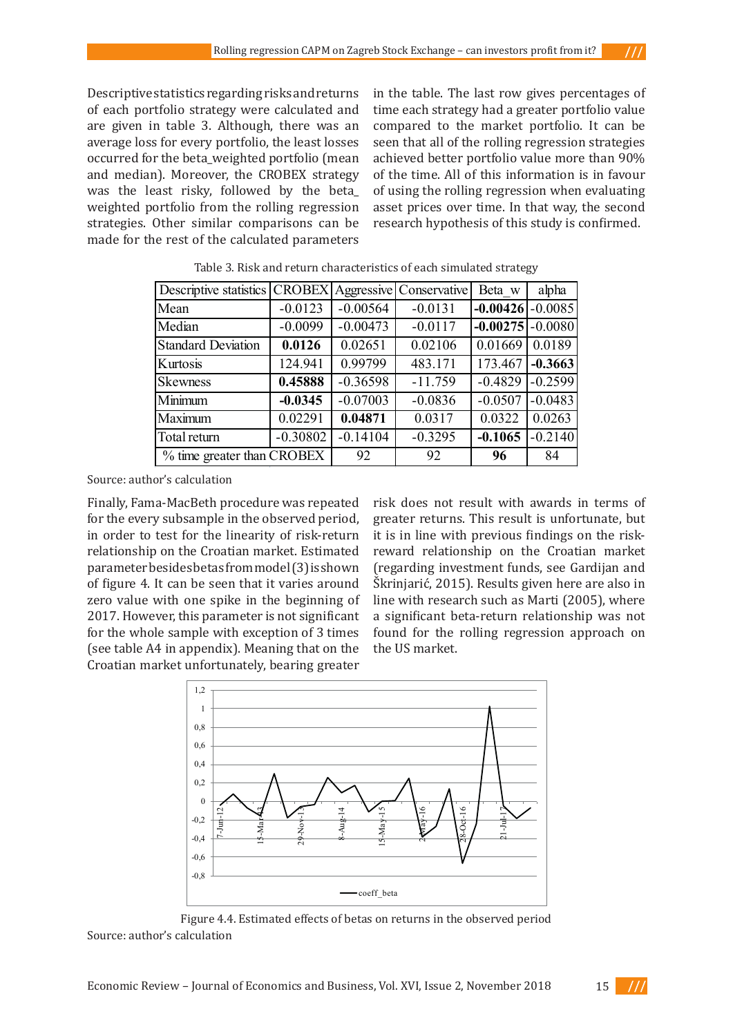Descriptive statistics regarding risks and returns of each portfolio strategy were calculated and are given in table 3. Although, there was an average loss for every portfolio, the least losses occurred for the beta_weighted portfolio (mean and median). Moreover, the CROBEX strategy was the least risky, followed by the beta_weighted portfolio from the rolling regression strategies. Other similar comparisons can be made for the rest of the calculated parameters in the table. The last row gives percentages of time each strategy had a greater portfolio value compared to the market portfolio. It can be seen that all of the rolling regression strategies achieved better portfolio value more than 90% of the time. All of this information is in favour of using the rolling regression when evaluating asset prices over time. In that way, the second research hypothesis of this study is confirmed.

Table 3. Risk and return characteristics of each simulated strategy

| Descriptive statistics | CROBEX | Aggressive | Conservative | Beta_w | alpha |
|---|---|---|---|---|---|
| Mean | -0.0123 | -0.00564 | -0.0131 | **-0.00426** | -0.0085 |
| Median | -0.0099 | -0.00473 | -0.0117 | **-0.00275** | -0.0080 |
| Standard Deviation | **0.0126** | 0.02651 | 0.02106 | 0.01669 | 0.0189 |
| Kurtosis | 124.941 | 0.99799 | 483.171 | 173.467 | **-0.3663** |
| Skewness | **0.45888** | -0.36598 | -11.759 | -0.4829 | -0.2599 |
| Minimum | **-0.0345** | -0.07003 | -0.0836 | -0.0507 | -0.0483 |
| Maximum | 0.02291 | **0.04871** | 0.0317 | 0.0322 | 0.0263 |
| Total return | -0.30802 | -0.14104 | -0.3295 | **-0.1065** | -0.2140 |
| % time greater than CROBEX | | 92 | 92 | **96** | 84 |

Source: author's calculation

Finally, Fama-MacBeth procedure was repeated for the every subsample in the observed period, in order to test for the linearity of risk-return relationship on the Croatian market. Estimated parameter besides betas from model (3) is shown of figure 4. It can be seen that it varies around zero value with one spike in the beginning of 2017. However, this parameter is not significant for the whole sample with exception of 3 times (see table A4 in appendix). Meaning that on the Croatian market unfortunately, bearing greater risk does not result with awards in terms of greater returns. This result is unfortunate, but it is in line with previous findings on the risk-reward relationship on the Croatian market (regarding investment funds, see Gardijan and Škrinjarić, 2015). Results given here are also in line with research such as Marti (2005), where a significant beta-return relationship was not found for the rolling regression approach on the US market.

Figure 4.4. Estimated effects of betas on returns in the observed period

Source: author's calculation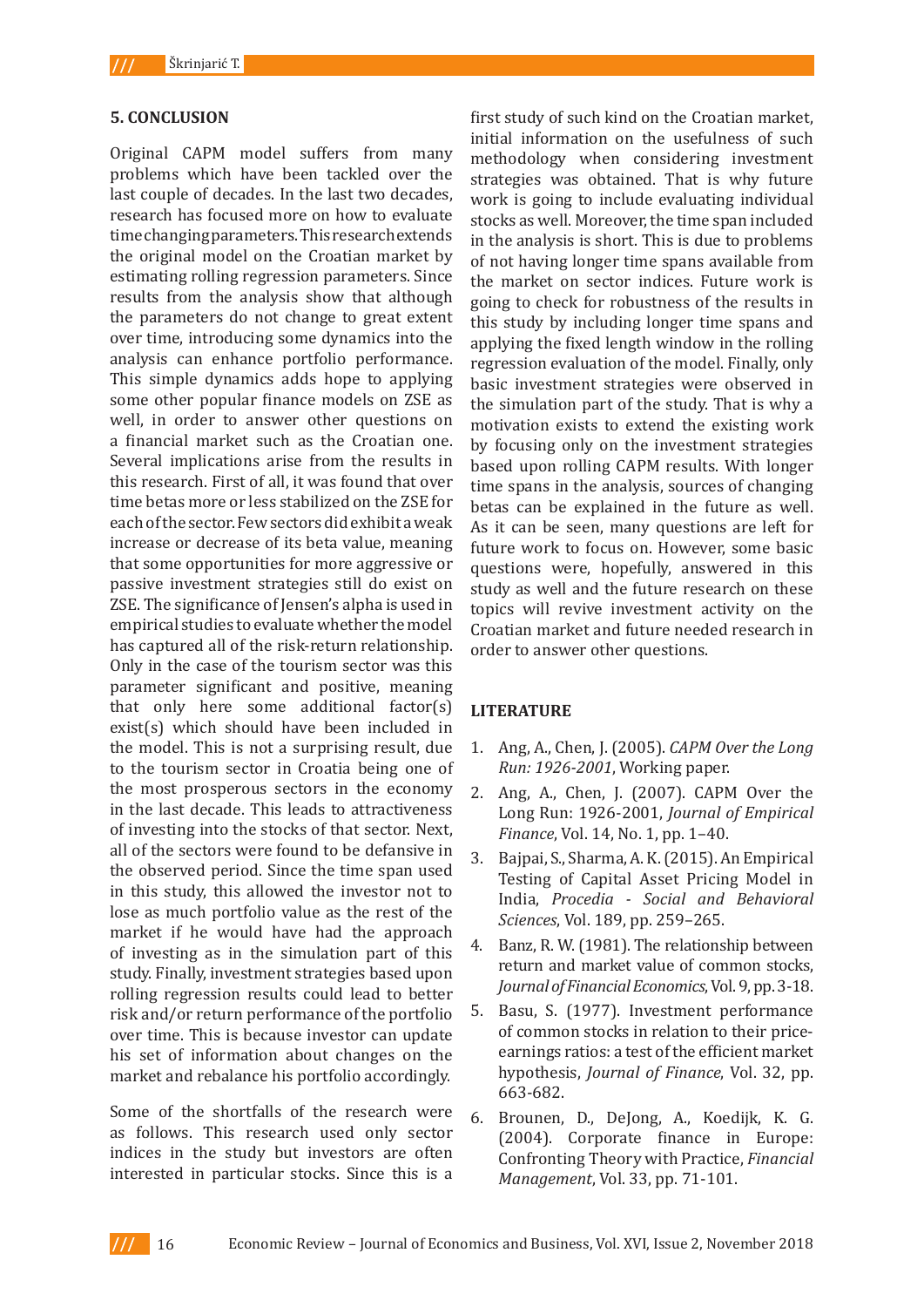## 5. CONCLUSION

Original CAPM model suffers from many problems which have been tackled over the last couple of decades. In the last two decades, research has focused more on how to evaluate time changing parameters. This research extends the original model on the Croatian market by estimating rolling regression parameters. Since results from the analysis show that although the parameters do not change to great extent over time, introducing some dynamics into the analysis can enhance portfolio performance. This simple dynamics adds hope to applying some other popular finance models on ZSE as well, in order to answer other questions on a financial market such as the Croatian one. Several implications arise from the results in this research. First of all, it was found that over time betas more or less stabilized on the ZSE for each of the sector. Few sectors did exhibit a weak increase or decrease of its beta value, meaning that some opportunities for more aggressive or passive investment strategies still do exist on ZSE. The significance of Jensen's alpha is used in empirical studies to evaluate whether the model has captured all of the risk-return relationship. Only in the case of the tourism sector was this parameter significant and positive, meaning that only here some additional factor(s) exist(s) which should have been included in the model. This is not a surprising result, due to the tourism sector in Croatia being one of the most prosperous sectors in the economy in the last decade. This leads to attractiveness of investing into the stocks of that sector. Next, all of the sectors were found to be defansive in the observed period. Since the time span used in this study, this allowed the investor not to lose as much portfolio value as the rest of the market if he would have had the approach of investing as in the simulation part of this study. Finally, investment strategies based upon rolling regression results could lead to better risk and/or return performance of the portfolio over time. This is because investor can update his set of information about changes on the market and rebalance his portfolio accordingly.

Some of the shortfalls of the research were as follows. This research used only sector indices in the study but investors are often interested in particular stocks. Since this is a first study of such kind on the Croatian market, initial information on the usefulness of such methodology when considering investment strategies was obtained. That is why future work is going to include evaluating individual stocks as well. Moreover, the time span included in the analysis is short. This is due to problems of not having longer time spans available from the market on sector indices. Future work is going to check for robustness of the results in this study by including longer time spans and applying the fixed length window in the rolling regression evaluation of the model. Finally, only basic investment strategies were observed in the simulation part of the study. That is why a motivation exists to extend the existing work by focusing only on the investment strategies based upon rolling CAPM results. With longer time spans in the analysis, sources of changing betas can be explained in the future as well. As it can be seen, many questions are left for future work to focus on. However, some basic questions were, hopefully, answered in this study as well and the future research on these topics will revive investment activity on the Croatian market and future needed research in order to answer other questions.

## LITERATURE

1. Ang, A., Chen, J. (2005). *CAPM Over the Long Run: 1926-2001*, Working paper.
2. Ang, A., Chen, J. (2007). CAPM Over the Long Run: 1926-2001, *Journal of Empirical Finance*, Vol. 14, No. 1, pp. 1–40.
3. Bajpai, S., Sharma, A. K. (2015). An Empirical Testing of Capital Asset Pricing Model in India, *Procedia - Social and Behavioral Sciences*, Vol. 189, pp. 259–265.
4. Banz, R. W. (1981). The relationship between return and market value of common stocks, *Journal of Financial Economics*, Vol. 9, pp. 3-18.
5. Basu, S. (1977). Investment performance of common stocks in relation to their price-earnings ratios: a test of the efficient market hypothesis, *Journal of Finance*, Vol. 32, pp. 663-682.
6. Brounen, D., DeJong, A., Koedijk, K. G. (2004). Corporate finance in Europe: Confronting Theory with Practice, *Financial Management*, Vol. 33, pp. 71-101.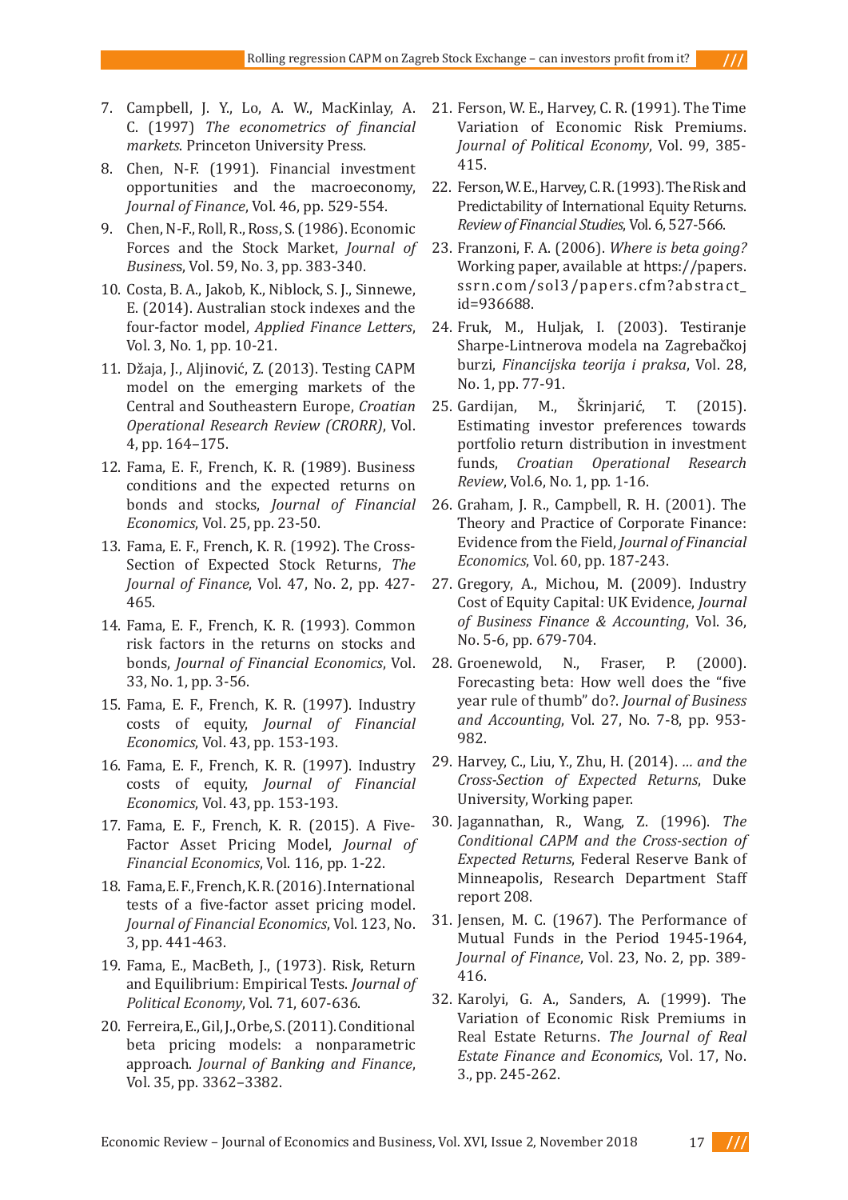7. Campbell, J. Y., Lo, A. W., MacKinlay, A. C. (1997) *The econometrics of financial markets*. Princeton University Press.
8. Chen, N-F. (1991). Financial investment opportunities and the macroeconomy, *Journal of Finance*, Vol. 46, pp. 529-554.
9. Chen, N-F., Roll, R., Ross, S. (1986). Economic Forces and the Stock Market, *Journal of Business*, Vol. 59, No. 3, pp. 383-340.
10. Costa, B. A., Jakob, K., Niblock, S. J., Sinnewe, E. (2014). Australian stock indexes and the four-factor model, *Applied Finance Letters*, Vol. 3, No. 1, pp. 10-21.
11. Džaja, J., Aljinović, Z. (2013). Testing CAPM model on the emerging markets of the Central and Southeastern Europe, *Croatian Operational Research Review (CRORR)*, Vol. 4, pp. 164–175.
12. Fama, E. F., French, K. R. (1989). Business conditions and the expected returns on bonds and stocks, *Journal of Financial Economics*, Vol. 25, pp. 23-50.
13. Fama, E. F., French, K. R. (1992). The Cross-Section of Expected Stock Returns, *The Journal of Finance*, Vol. 47, No. 2, pp. 427-465.
14. Fama, E. F., French, K. R. (1993). Common risk factors in the returns on stocks and bonds, *Journal of Financial Economics*, Vol. 33, No. 1, pp. 3-56.
15. Fama, E. F., French, K. R. (1997). Industry costs of equity, *Journal of Financial Economics*, Vol. 43, pp. 153-193.
16. Fama, E. F., French, K. R. (1997). Industry costs of equity, *Journal of Financial Economics*, Vol. 43, pp. 153-193.
17. Fama, E. F., French, K. R. (2015). A Five-Factor Asset Pricing Model, *Journal of Financial Economics*, Vol. 116, pp. 1-22.
18. Fama, E. F., French, K. R. (2016). International tests of a five-factor asset pricing model. *Journal of Financial Economics*, Vol. 123, No. 3, pp. 441-463.
19. Fama, E., MacBeth, J., (1973). Risk, Return and Equilibrium: Empirical Tests. *Journal of Political Economy*, Vol. 71, 607-636.
20. Ferreira, E., Gil, J., Orbe, S. (2011). Conditional beta pricing models: a nonparametric approach. *Journal of Banking and Finance*, Vol. 35, pp. 3362–3382.
21. Ferson, W. E., Harvey, C. R. (1991). The Time Variation of Economic Risk Premiums. *Journal of Political Economy*, Vol. 99, 385-415.
22. Ferson, W. E., Harvey, C. R. (1993). The Risk and Predictability of International Equity Returns. *Review of Financial Studies*, Vol. 6, 527-566.
23. Franzoni, F. A. (2006). *Where is beta going?* Working paper, available at https://papers.ssrn.com/sol3/papers.cfm?abstract_id=936688.
24. Fruk, M., Huljak, I. (2003). Testiranje Sharpe-Lintnerova modela na Zagrebačkoj burzi, *Financijska teorija i praksa*, Vol. 28, No. 1, pp. 77-91.
25. Gardijan, M., Škrinjarić, T. (2015). Estimating investor preferences towards portfolio return distribution in investment funds, *Croatian Operational Research Review*, Vol.6, No. 1, pp. 1-16.
26. Graham, J. R., Campbell, R. H. (2001). The Theory and Practice of Corporate Finance: Evidence from the Field, *Journal of Financial Economics*, Vol. 60, pp. 187-243.
27. Gregory, A., Michou, M. (2009). Industry Cost of Equity Capital: UK Evidence, *Journal of Business Finance & Accounting*, Vol. 36, No. 5-6, pp. 679-704.
28. Groenewold, N., Fraser, P. (2000). Forecasting beta: How well does the "five year rule of thumb" do?. *Journal of Business and Accounting*, Vol. 27, No. 7-8, pp. 953-982.
29. Harvey, C., Liu, Y., Zhu, H. (2014). *... and the Cross-Section of Expected Returns*, Duke University, Working paper.
30. Jagannathan, R., Wang, Z. (1996). *The Conditional CAPM and the Cross-section of Expected Returns*, Federal Reserve Bank of Minneapolis, Research Department Staff report 208.
31. Jensen, M. C. (1967). The Performance of Mutual Funds in the Period 1945-1964, *Journal of Finance*, Vol. 23, No. 2, pp. 389-416.
32. Karolyi, G. A., Sanders, A. (1999). The Variation of Economic Risk Premiums in Real Estate Returns. *The Journal of Real Estate Finance and Economics*, Vol. 17, No. 3., pp. 245-262.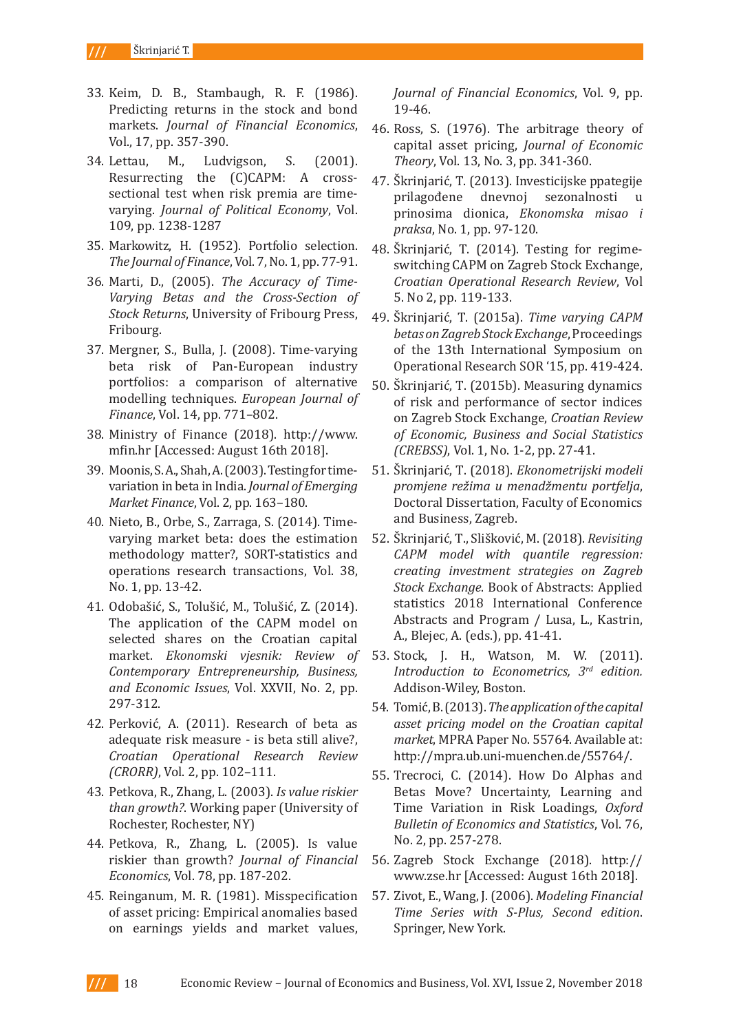33. Keim, D. B., Stambaugh, R. F. (1986). Predicting returns in the stock and bond markets. *Journal of Financial Economics*, Vol., 17, pp. 357-390.
34. Lettau, M., Ludvigson, S. (2001). Resurrecting the (C)CAPM: A cross-sectional test when risk premia are time-varying. *Journal of Political Economy*, Vol. 109, pp. 1238-1287
35. Markowitz, H. (1952). Portfolio selection. *The Journal of Finance*, Vol. 7, No. 1, pp. 77-91.
36. Marti, D., (2005). *The Accuracy of Time-Varying Betas and the Cross-Section of Stock Returns*, University of Fribourg Press, Fribourg.
37. Mergner, S., Bulla, J. (2008). Time-varying beta risk of Pan-European industry portfolios: a comparison of alternative modelling techniques. *European Journal of Finance*, Vol. 14, pp. 771–802.
38. Ministry of Finance (2018). http://www.mfin.hr [Accessed: August 16th 2018].
39. Moonis, S. A., Shah, A. (2003). Testing for time-variation in beta in India. *Journal of Emerging Market Finance*, Vol. 2, pp. 163–180.
40. Nieto, B., Orbe, S., Zarraga, S. (2014). Time-varying market beta: does the estimation methodology matter?, SORT-statistics and operations research transactions, Vol. 38, No. 1, pp. 13-42.
41. Odobašić, S., Tolušić, M., Tolušić, Z. (2014). The application of the CAPM model on selected shares on the Croatian capital market. *Ekonomski vjesnik: Review of Contemporary Entrepreneurship, Business, and Economic Issues*, Vol. XXVII, No. 2, pp. 297-312.
42. Perković, A. (2011). Research of beta as adequate risk measure - is beta still alive?, *Croatian Operational Research Review (CRORR)*, Vol. 2, pp. 102–111.
43. Petkova, R., Zhang, L. (2003). *Is value riskier than growth?*. Working paper (University of Rochester, Rochester, NY)
44. Petkova, R., Zhang, L. (2005). Is value riskier than growth? *Journal of Financial Economics*, Vol. 78, pp. 187-202.
45. Reinganum, M. R. (1981). Misspecification of asset pricing: Empirical anomalies based on earnings yields and market values, *Journal of Financial Economics*, Vol. 9, pp. 19-46.
46. Ross, S. (1976). The arbitrage theory of capital asset pricing, *Journal of Economic Theory*, Vol. 13, No. 3, pp. 341-360.
47. Škrinjarić, T. (2013). Investicijske ppategije prilagođene dnevnoj sezonalnosti u prinosima dionica, *Ekonomska misao i praksa*, No. 1, pp. 97-120.
48. Škrinjarić, T. (2014). Testing for regime-switching CAPM on Zagreb Stock Exchange, *Croatian Operational Research Review*, Vol 5. No 2, pp. 119-133.
49. Škrinjarić, T. (2015a). *Time varying CAPM betas on Zagreb Stock Exchange*, Proceedings of the 13th International Symposium on Operational Research SOR '15, pp. 419-424.
50. Škrinjarić, T. (2015b). Measuring dynamics of risk and performance of sector indices on Zagreb Stock Exchange, *Croatian Review of Economic, Business and Social Statistics (CREBSS)*, Vol. 1, No. 1-2, pp. 27-41.
51. Škrinjarić, T. (2018). *Ekonometrijski modeli promjene režima u menadžmentu portfelja*, Doctoral Dissertation, Faculty of Economics and Business, Zagreb.
52. Škrinjarić, T., Slišković, M. (2018). *Revisiting CAPM model with quantile regression: creating investment strategies on Zagreb Stock Exchange*. Book of Abstracts: Applied statistics 2018 International Conference Abstracts and Program / Lusa, L., Kastrin, A., Blejec, A. (eds.), pp. 41-41.
53. Stock, J. H., Watson, M. W. (2011). *Introduction to Econometrics, 3rd edition.* Addison-Wiley, Boston.
54. Tomić, B. (2013). *The application of the capital asset pricing model on the Croatian capital market*, MPRA Paper No. 55764. Available at: http://mpra.ub.uni-muenchen.de/55764/.
55. Trecroci, C. (2014). How Do Alphas and Betas Move? Uncertainty, Learning and Time Variation in Risk Loadings, *Oxford Bulletin of Economics and Statistics*, Vol. 76, No. 2, pp. 257-278.
56. Zagreb Stock Exchange (2018). http://www.zse.hr [Accessed: August 16th 2018].
57. Zivot, E., Wang, J. (2006). *Modeling Financial Time Series with S-Plus, Second edition*. Springer, New York.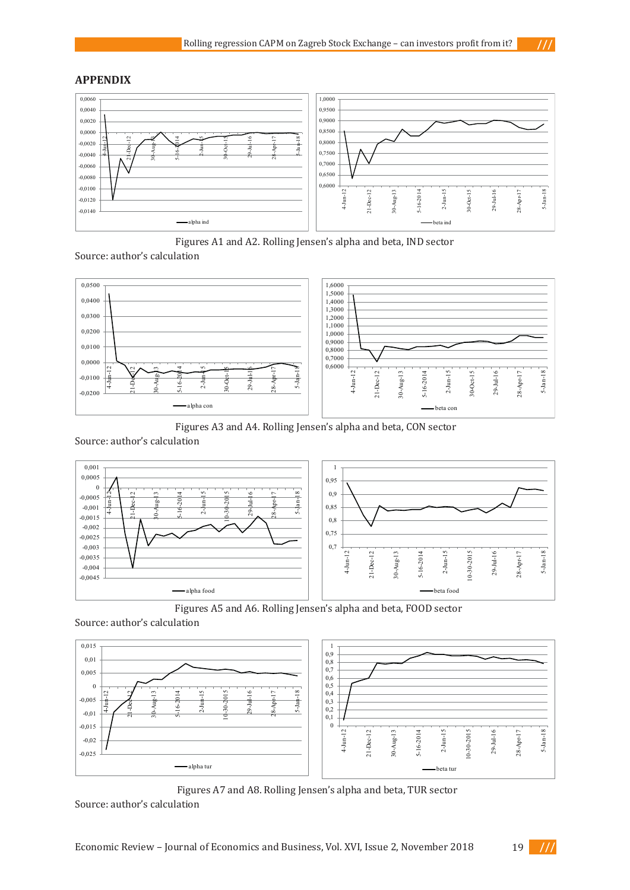## APPENDIX

Figures A1 and A2. Rolling Jensen's alpha and beta, IND sector

Source: author's calculation

Figures A3 and A4. Rolling Jensen's alpha and beta, CON sector

Source: author's calculation

Figures A5 and A6. Rolling Jensen's alpha and beta, FOOD sector

Source: author's calculation

Figures A7 and A8. Rolling Jensen's alpha and beta, TUR sector

Source: author's calculation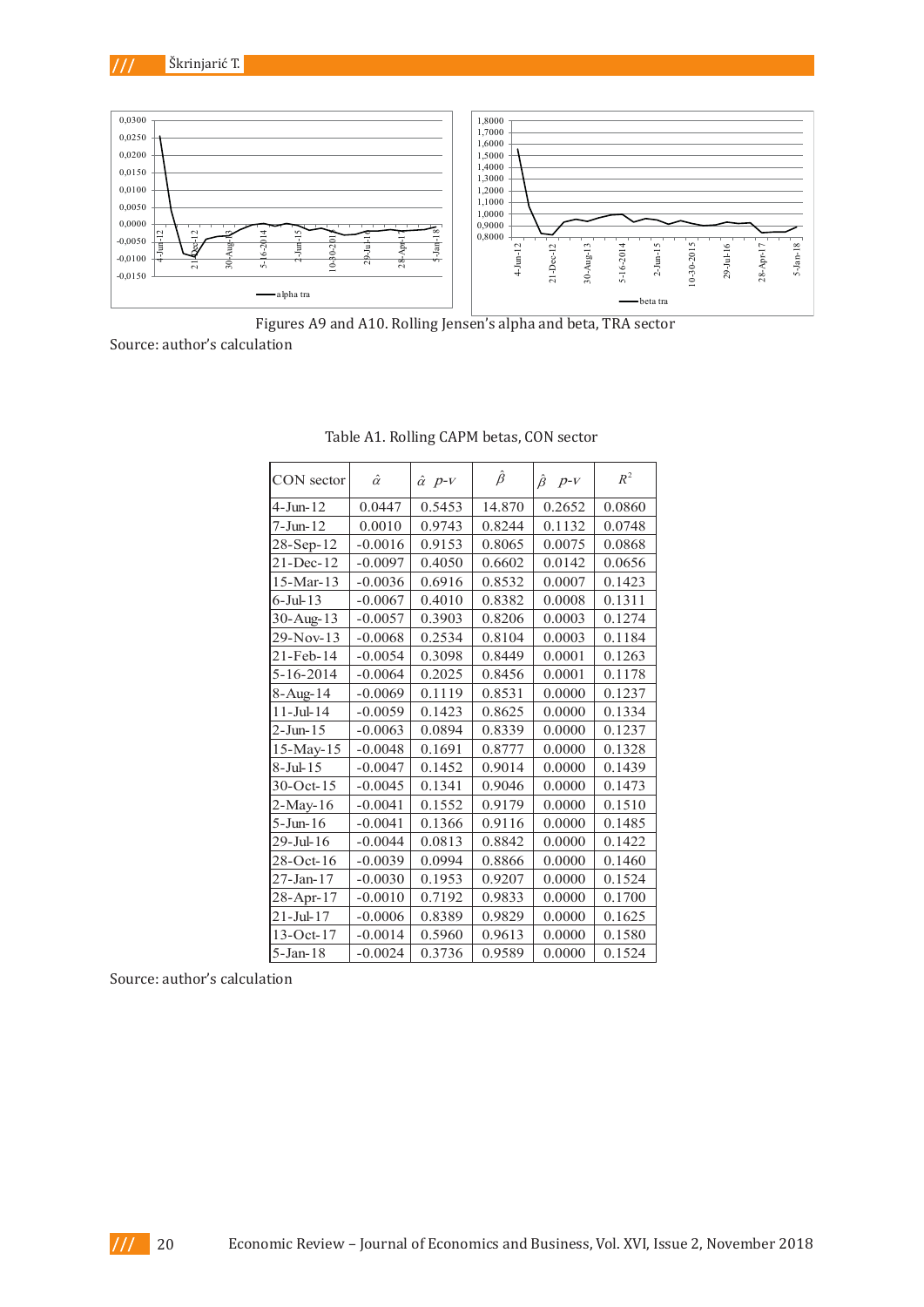Figures A9 and A10. Rolling Jensen's alpha and beta, TRA sector

Source: author's calculation

Table A1. Rolling CAPM betas, CON sector

| CON sector | $\hat{\alpha}$ | $\hat{\alpha}$ *p-v* | $\hat{\beta}$ | $\hat{\beta}$ *p-v* | $R^2$ |
|---|---|---|---|---|---|
| 4-Jun-12 | 0.0447 | 0.5453 | 14.870 | 0.2652 | 0.0860 |
| 7-Jun-12 | 0.0010 | 0.9743 | 0.8244 | 0.1132 | 0.0748 |
| 28-Sep-12 | -0.0016 | 0.9153 | 0.8065 | 0.0075 | 0.0868 |
| 21-Dec-12 | -0.0097 | 0.4050 | 0.6602 | 0.0142 | 0.0656 |
| 15-Mar-13 | -0.0036 | 0.6916 | 0.8532 | 0.0007 | 0.1423 |
| 6-Jul-13 | -0.0067 | 0.4010 | 0.8382 | 0.0008 | 0.1311 |
| 30-Aug-13 | -0.0057 | 0.3903 | 0.8206 | 0.0003 | 0.1274 |
| 29-Nov-13 | -0.0068 | 0.2534 | 0.8104 | 0.0003 | 0.1184 |
| 21-Feb-14 | -0.0054 | 0.3098 | 0.8449 | 0.0001 | 0.1263 |
| 5-16-2014 | -0.0064 | 0.2025 | 0.8456 | 0.0001 | 0.1178 |
| 8-Aug-14 | -0.0069 | 0.1119 | 0.8531 | 0.0000 | 0.1237 |
| 11-Jul-14 | -0.0059 | 0.1423 | 0.8625 | 0.0000 | 0.1334 |
| 2-Jun-15 | -0.0063 | 0.0894 | 0.8339 | 0.0000 | 0.1237 |
| 15-May-15 | -0.0048 | 0.1691 | 0.8777 | 0.0000 | 0.1328 |
| 8-Jul-15 | -0.0047 | 0.1452 | 0.9014 | 0.0000 | 0.1439 |
| 30-Oct-15 | -0.0045 | 0.1341 | 0.9046 | 0.0000 | 0.1473 |
| 2-May-16 | -0.0041 | 0.1552 | 0.9179 | 0.0000 | 0.1510 |
| 5-Jun-16 | -0.0041 | 0.1366 | 0.9116 | 0.0000 | 0.1485 |
| 29-Jul-16 | -0.0044 | 0.0813 | 0.8842 | 0.0000 | 0.1422 |
| 28-Oct-16 | -0.0039 | 0.0994 | 0.8866 | 0.0000 | 0.1460 |
| 27-Jan-17 | -0.0030 | 0.1953 | 0.9207 | 0.0000 | 0.1524 |
| 28-Apr-17 | -0.0010 | 0.7192 | 0.9833 | 0.0000 | 0.1700 |
| 21-Jul-17 | -0.0006 | 0.8389 | 0.9829 | 0.0000 | 0.1625 |
| 13-Oct-17 | -0.0014 | 0.5960 | 0.9613 | 0.0000 | 0.1580 |
| 5-Jan-18 | -0.0024 | 0.3736 | 0.9589 | 0.0000 | 0.1524 |

Source: author's calculation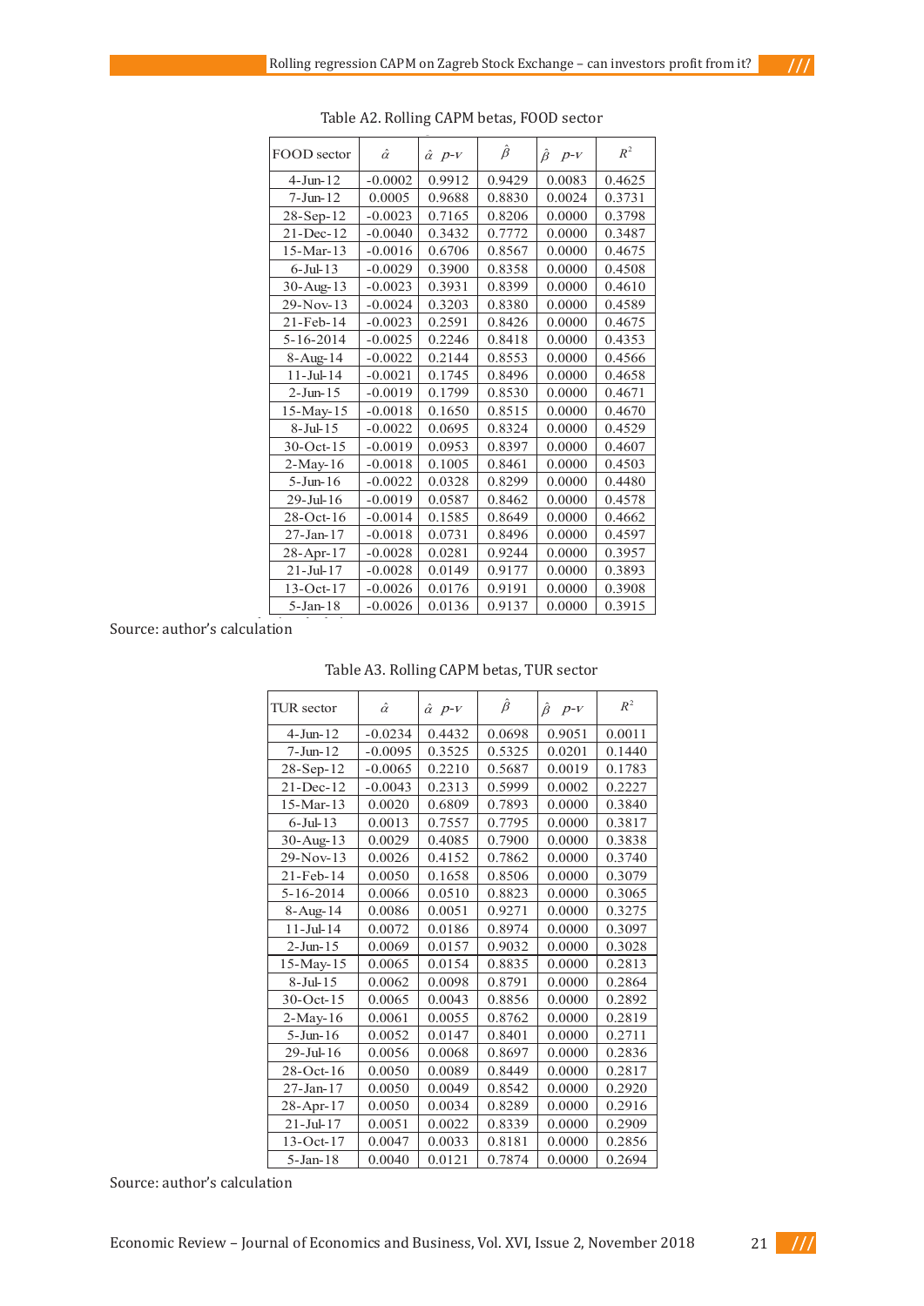Table A2. Rolling CAPM betas, FOOD sector

| FOOD sector | $\hat{\alpha}$ | $\hat{\alpha}$ p-v | $\hat{\beta}$ | $\hat{\beta}$ p-v | $R^2$ |
|---|---|---|---|---|---|
| 4-Jun-12 | -0.0002 | 0.9912 | 0.9429 | 0.0083 | 0.4625 |
| 7-Jun-12 | 0.0005 | 0.9688 | 0.8830 | 0.0024 | 0.3731 |
| 28-Sep-12 | -0.0023 | 0.7165 | 0.8206 | 0.0000 | 0.3798 |
| 21-Dec-12 | -0.0040 | 0.3432 | 0.7772 | 0.0000 | 0.3487 |
| 15-Mar-13 | -0.0016 | 0.6706 | 0.8567 | 0.0000 | 0.4675 |
| 6-Jul-13 | -0.0029 | 0.3900 | 0.8358 | 0.0000 | 0.4508 |
| 30-Aug-13 | -0.0023 | 0.3931 | 0.8399 | 0.0000 | 0.4610 |
| 29-Nov-13 | -0.0024 | 0.3203 | 0.8380 | 0.0000 | 0.4589 |
| 21-Feb-14 | -0.0023 | 0.2591 | 0.8426 | 0.0000 | 0.4675 |
| 5-16-2014 | -0.0025 | 0.2246 | 0.8418 | 0.0000 | 0.4353 |
| 8-Aug-14 | -0.0022 | 0.2144 | 0.8553 | 0.0000 | 0.4566 |
| 11-Jul-14 | -0.0021 | 0.1745 | 0.8496 | 0.0000 | 0.4658 |
| 2-Jun-15 | -0.0019 | 0.1799 | 0.8530 | 0.0000 | 0.4671 |
| 15-May-15 | -0.0018 | 0.1650 | 0.8515 | 0.0000 | 0.4670 |
| 8-Jul-15 | -0.0022 | 0.0695 | 0.8324 | 0.0000 | 0.4529 |
| 30-Oct-15 | -0.0019 | 0.0953 | 0.8397 | 0.0000 | 0.4607 |
| 2-May-16 | -0.0018 | 0.1005 | 0.8461 | 0.0000 | 0.4503 |
| 5-Jun-16 | -0.0022 | 0.0328 | 0.8299 | 0.0000 | 0.4480 |
| 29-Jul-16 | -0.0019 | 0.0587 | 0.8462 | 0.0000 | 0.4578 |
| 28-Oct-16 | -0.0014 | 0.1585 | 0.8649 | 0.0000 | 0.4662 |
| 27-Jan-17 | -0.0018 | 0.0731 | 0.8496 | 0.0000 | 0.4597 |
| 28-Apr-17 | -0.0028 | 0.0281 | 0.9244 | 0.0000 | 0.3957 |
| 21-Jul-17 | -0.0028 | 0.0149 | 0.9177 | 0.0000 | 0.3893 |
| 13-Oct-17 | -0.0026 | 0.0176 | 0.9191 | 0.0000 | 0.3908 |
| 5-Jan-18 | -0.0026 | 0.0136 | 0.9137 | 0.0000 | 0.3915 |

Source: author's calculation

Table A3. Rolling CAPM betas, TUR sector

| TUR sector | $\hat{\alpha}$ | $\hat{\alpha}$ p-v | $\hat{\beta}$ | $\hat{\beta}$ p-v | $R^2$ |
|---|---|---|---|---|---|
| 4-Jun-12 | -0.0234 | 0.4432 | 0.0698 | 0.9051 | 0.0011 |
| 7-Jun-12 | -0.0095 | 0.3525 | 0.5325 | 0.0201 | 0.1440 |
| 28-Sep-12 | -0.0065 | 0.2210 | 0.5687 | 0.0019 | 0.1783 |
| 21-Dec-12 | -0.0043 | 0.2313 | 0.5999 | 0.0002 | 0.2227 |
| 15-Mar-13 | 0.0020 | 0.6809 | 0.7893 | 0.0000 | 0.3840 |
| 6-Jul-13 | 0.0013 | 0.7557 | 0.7795 | 0.0000 | 0.3817 |
| 30-Aug-13 | 0.0029 | 0.4085 | 0.7900 | 0.0000 | 0.3838 |
| 29-Nov-13 | 0.0026 | 0.4152 | 0.7862 | 0.0000 | 0.3740 |
| 21-Feb-14 | 0.0050 | 0.1658 | 0.8506 | 0.0000 | 0.3079 |
| 5-16-2014 | 0.0066 | 0.0510 | 0.8823 | 0.0000 | 0.3065 |
| 8-Aug-14 | 0.0086 | 0.0051 | 0.9271 | 0.0000 | 0.3275 |
| 11-Jul-14 | 0.0072 | 0.0186 | 0.8974 | 0.0000 | 0.3097 |
| 2-Jun-15 | 0.0069 | 0.0157 | 0.9032 | 0.0000 | 0.3028 |
| 15-May-15 | 0.0065 | 0.0154 | 0.8835 | 0.0000 | 0.2813 |
| 8-Jul-15 | 0.0062 | 0.0098 | 0.8791 | 0.0000 | 0.2864 |
| 30-Oct-15 | 0.0065 | 0.0043 | 0.8856 | 0.0000 | 0.2892 |
| 2-May-16 | 0.0061 | 0.0055 | 0.8762 | 0.0000 | 0.2819 |
| 5-Jun-16 | 0.0052 | 0.0147 | 0.8401 | 0.0000 | 0.2711 |
| 29-Jul-16 | 0.0056 | 0.0068 | 0.8697 | 0.0000 | 0.2836 |
| 28-Oct-16 | 0.0050 | 0.0089 | 0.8449 | 0.0000 | 0.2817 |
| 27-Jan-17 | 0.0050 | 0.0049 | 0.8542 | 0.0000 | 0.2920 |
| 28-Apr-17 | 0.0050 | 0.0034 | 0.8289 | 0.0000 | 0.2916 |
| 21-Jul-17 | 0.0051 | 0.0022 | 0.8339 | 0.0000 | 0.2909 |
| 13-Oct-17 | 0.0047 | 0.0033 | 0.8181 | 0.0000 | 0.2856 |
| 5-Jan-18 | 0.0040 | 0.0121 | 0.7874 | 0.0000 | 0.2694 |

Source: author's calculation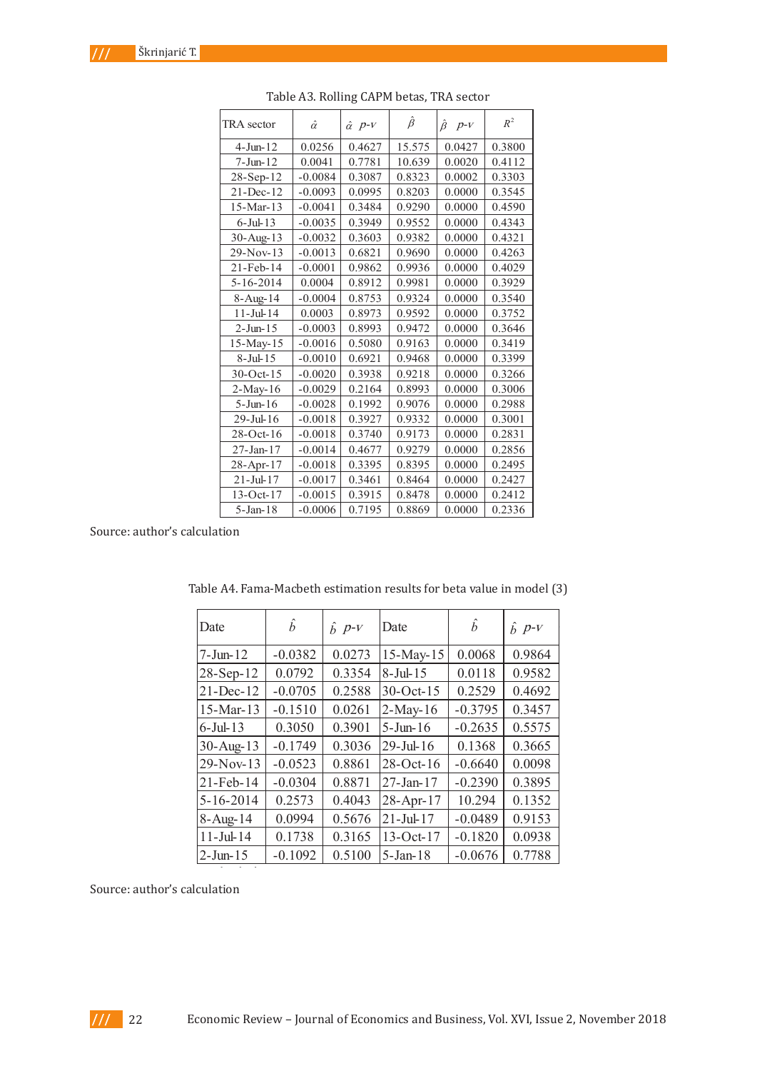Table A3. Rolling CAPM betas, TRA sector

| TRA sector | $\hat{\alpha}$ | $\hat{\alpha}$ *p-v* | $\hat{\beta}$ | $\hat{\beta}$ *p-v* | $R^2$ |
|---|---|---|---|---|---|
| 4-Jun-12 | 0.0256 | 0.4627 | 15.575 | 0.0427 | 0.3800 |
| 7-Jun-12 | 0.0041 | 0.7781 | 10.639 | 0.0020 | 0.4112 |
| 28-Sep-12 | -0.0084 | 0.3087 | 0.8323 | 0.0002 | 0.3303 |
| 21-Dec-12 | -0.0093 | 0.0995 | 0.8203 | 0.0000 | 0.3545 |
| 15-Mar-13 | -0.0041 | 0.3484 | 0.9290 | 0.0000 | 0.4590 |
| 6-Jul-13 | -0.0035 | 0.3949 | 0.9552 | 0.0000 | 0.4343 |
| 30-Aug-13 | -0.0032 | 0.3603 | 0.9382 | 0.0000 | 0.4321 |
| 29-Nov-13 | -0.0013 | 0.6821 | 0.9690 | 0.0000 | 0.4263 |
| 21-Feb-14 | -0.0001 | 0.9862 | 0.9936 | 0.0000 | 0.4029 |
| 5-16-2014 | 0.0004 | 0.8912 | 0.9981 | 0.0000 | 0.3929 |
| 8-Aug-14 | -0.0004 | 0.8753 | 0.9324 | 0.0000 | 0.3540 |
| 11-Jul-14 | 0.0003 | 0.8973 | 0.9592 | 0.0000 | 0.3752 |
| 2-Jun-15 | -0.0003 | 0.8993 | 0.9472 | 0.0000 | 0.3646 |
| 15-May-15 | -0.0016 | 0.5080 | 0.9163 | 0.0000 | 0.3419 |
| 8-Jul-15 | -0.0010 | 0.6921 | 0.9468 | 0.0000 | 0.3399 |
| 30-Oct-15 | -0.0020 | 0.3938 | 0.9218 | 0.0000 | 0.3266 |
| 2-May-16 | -0.0029 | 0.2164 | 0.8993 | 0.0000 | 0.3006 |
| 5-Jun-16 | -0.0028 | 0.1992 | 0.9076 | 0.0000 | 0.2988 |
| 29-Jul-16 | -0.0018 | 0.3927 | 0.9332 | 0.0000 | 0.3001 |
| 28-Oct-16 | -0.0018 | 0.3740 | 0.9173 | 0.0000 | 0.2831 |
| 27-Jan-17 | -0.0014 | 0.4677 | 0.9279 | 0.0000 | 0.2856 |
| 28-Apr-17 | -0.0018 | 0.3395 | 0.8395 | 0.0000 | 0.2495 |
| 21-Jul-17 | -0.0017 | 0.3461 | 0.8464 | 0.0000 | 0.2427 |
| 13-Oct-17 | -0.0015 | 0.3915 | 0.8478 | 0.0000 | 0.2412 |
| 5-Jan-18 | -0.0006 | 0.7195 | 0.8869 | 0.0000 | 0.2336 |

Source: author's calculation

Table A4. Fama-Macbeth estimation results for beta value in model (3)

| Date | $\hat{b}$ | $\hat{b}$ *p-v* | Date | $\hat{b}$ | $\hat{b}$ *p-v* |
|---|---|---|---|---|---|
| 7-Jun-12 | -0.0382 | 0.0273 | 15-May-15 | 0.0068 | 0.9864 |
| 28-Sep-12 | 0.0792 | 0.3354 | 8-Jul-15 | 0.0118 | 0.9582 |
| 21-Dec-12 | -0.0705 | 0.2588 | 30-Oct-15 | 0.2529 | 0.4692 |
| 15-Mar-13 | -0.1510 | 0.0261 | 2-May-16 | -0.3795 | 0.3457 |
| 6-Jul-13 | 0.3050 | 0.3901 | 5-Jun-16 | -0.2635 | 0.5575 |
| 30-Aug-13 | -0.1749 | 0.3036 | 29-Jul-16 | 0.1368 | 0.3665 |
| 29-Nov-13 | -0.0523 | 0.8861 | 28-Oct-16 | -0.6640 | 0.0098 |
| 21-Feb-14 | -0.0304 | 0.8871 | 27-Jan-17 | -0.2390 | 0.3895 |
| 5-16-2014 | 0.2573 | 0.4043 | 28-Apr-17 | 10.294 | 0.1352 |
| 8-Aug-14 | 0.0994 | 0.5676 | 21-Jul-17 | -0.0489 | 0.9153 |
| 11-Jul-14 | 0.1738 | 0.3165 | 13-Oct-17 | -0.1820 | 0.0938 |
| 2-Jun-15 | -0.1092 | 0.5100 | 5-Jan-18 | -0.0676 | 0.7788 |

Source: author's calculation